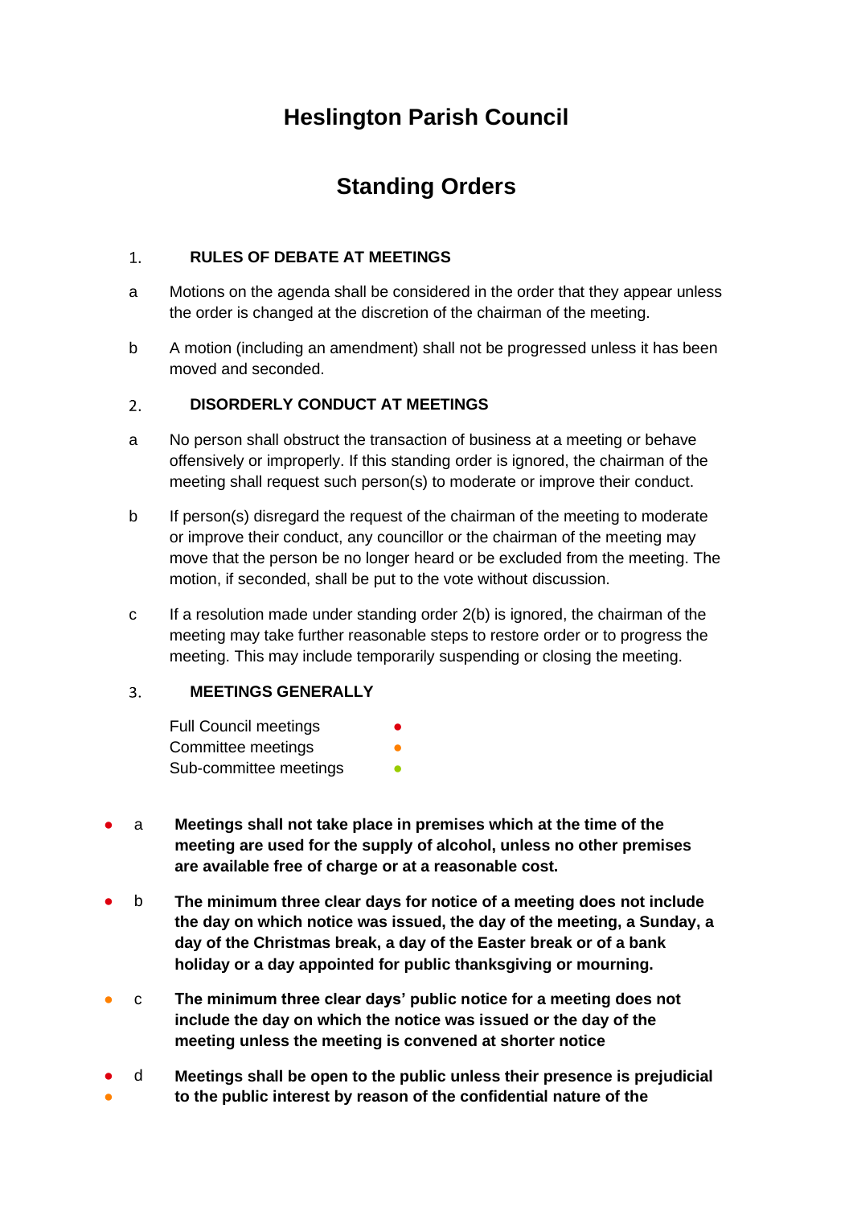# Heslington Parish Council

## Standing Orders

### 1. RULES OF DEBATE AT MEETINGS

a. Motions on the agenda shall be considered in the order that they appear unless the order is changed at the discretion of the chairman of the meeting.

b. A motion (including an amendment) shall not be progressed unless it has been moved and seconded.

### 2. DISORDERLY CONDUCT AT MEETINGS

a. No person shall obstruct the transaction of business at a meeting or behave offensively or improperly. If this standing order is ignored, the chairman of the meeting shall request such person(s) to moderate or improve their conduct.

b. If person(s) disregard the request of the chairman of the meeting to moderate or improve their conduct, any councillor or the chairman of the meeting may move that the person be no longer heard or be excluded from the meeting. The motion, if seconded, shall be put to the vote without discussion.

c. If a resolution made under standing order 2(b) is ignored, the chairman of the meeting may take further reasonable steps to restore order or to progress the meeting. This may include temporarily suspending or closing the meeting.

### 3. MEETINGS GENERALLY

| | |
|---|---|
| Full Council meetings | ● (red) |
| Committee meetings | ● (orange) |
| Sub-committee meetings | ● (green) |

● (red) a. **Meetings shall not take place in premises which at the time of the meeting are used for the supply of alcohol, unless no other premises are available free of charge or at a reasonable cost.**

● (red) b. **The minimum three clear days for notice of a meeting does not include the day on which notice was issued, the day of the meeting, a Sunday, a day of the Christmas break, a day of the Easter break or of a bank holiday or a day appointed for public thanksgiving or mourning.**

● (orange) c. **The minimum three clear days' public notice for a meeting does not include the day on which the notice was issued or the day of the meeting unless the meeting is convened at shorter notice**

● (red) ● (orange) d. **Meetings shall be open to the public unless their presence is prejudicial to the public interest by reason of the confidential nature of the**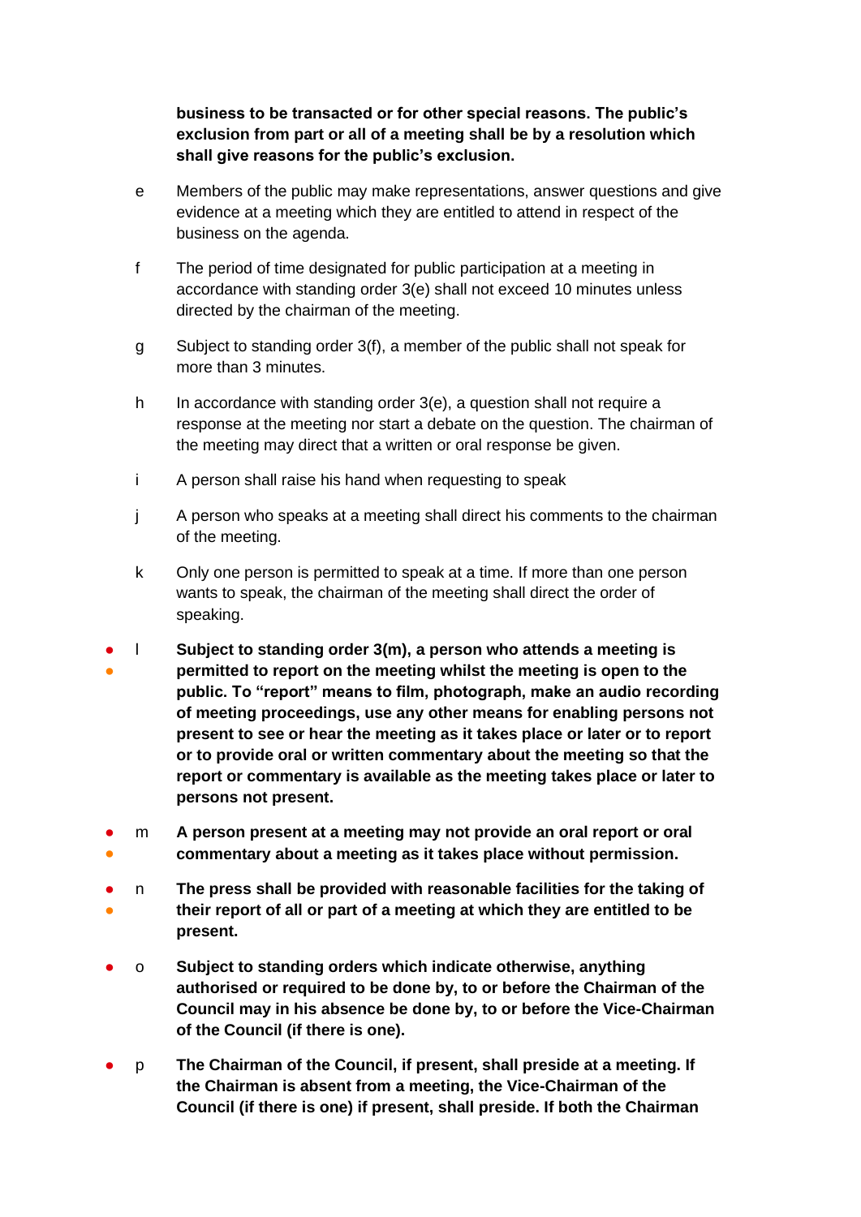**business to be transacted or for other special reasons. The public's exclusion from part or all of a meeting shall be by a resolution which shall give reasons for the public's exclusion.**

e Members of the public may make representations, answer questions and give evidence at a meeting which they are entitled to attend in respect of the business on the agenda.

f The period of time designated for public participation at a meeting in accordance with standing order 3(e) shall not exceed 10 minutes unless directed by the chairman of the meeting.

g Subject to standing order 3(f), a member of the public shall not speak for more than 3 minutes.

h In accordance with standing order 3(e), a question shall not require a response at the meeting nor start a debate on the question. The chairman of the meeting may direct that a written or oral response be given.

i A person shall raise his hand when requesting to speak

j A person who speaks at a meeting shall direct his comments to the chairman of the meeting.

k Only one person is permitted to speak at a time. If more than one person wants to speak, the chairman of the meeting shall direct the order of speaking.

● ● l **Subject to standing order 3(m), a person who attends a meeting is permitted to report on the meeting whilst the meeting is open to the public. To "report" means to film, photograph, make an audio recording of meeting proceedings, use any other means for enabling persons not present to see or hear the meeting as it takes place or later or to report or to provide oral or written commentary about the meeting so that the report or commentary is available as the meeting takes place or later to persons not present.**

● ● m **A person present at a meeting may not provide an oral report or oral commentary about a meeting as it takes place without permission.**

● ● n **The press shall be provided with reasonable facilities for the taking of their report of all or part of a meeting at which they are entitled to be present.**

● o **Subject to standing orders which indicate otherwise, anything authorised or required to be done by, to or before the Chairman of the Council may in his absence be done by, to or before the Vice-Chairman of the Council (if there is one).**

● p **The Chairman of the Council, if present, shall preside at a meeting. If the Chairman is absent from a meeting, the Vice-Chairman of the Council (if there is one) if present, shall preside. If both the Chairman**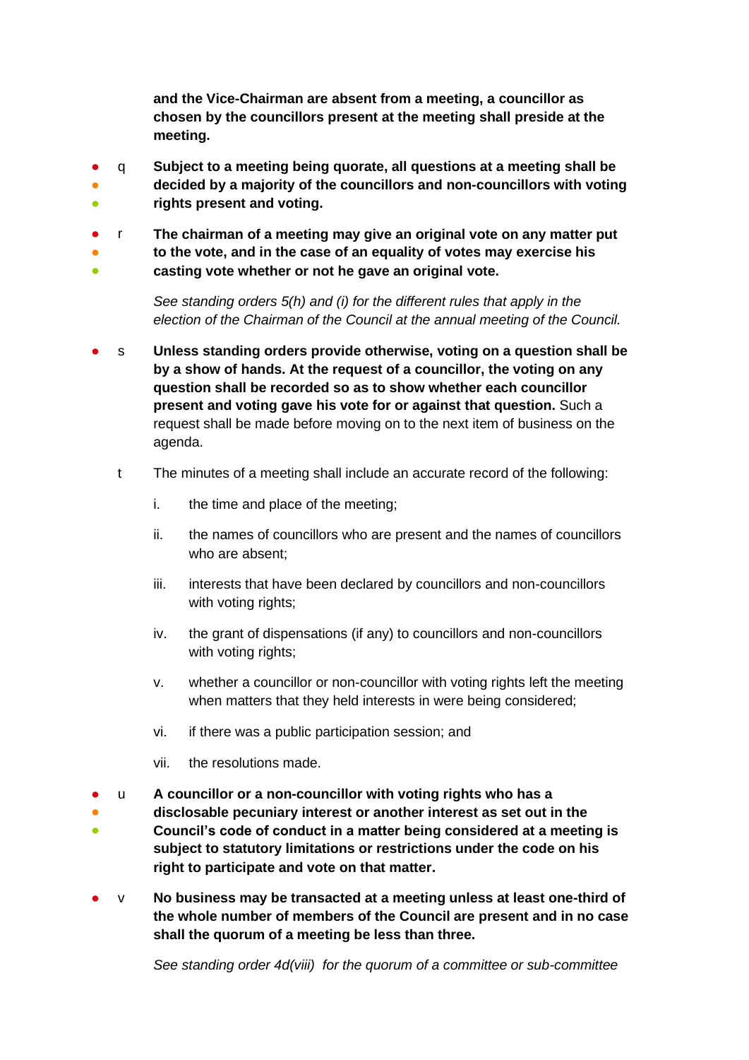**and the Vice-Chairman are absent from a meeting, a councillor as chosen by the councillors present at the meeting shall preside at the meeting.**

- q **Subject to a meeting being quorate, all questions at a meeting shall be decided by a majority of the councillors and non-councillors with voting rights present and voting.**

- r **The chairman of a meeting may give an original vote on any matter put to the vote, and in the case of an equality of votes may exercise his casting vote whether or not he gave an original vote.**

  *See standing orders 5(h) and (i) for the different rules that apply in the election of the Chairman of the Council at the annual meeting of the Council.*

- s **Unless standing orders provide otherwise, voting on a question shall be by a show of hands. At the request of a councillor, the voting on any question shall be recorded so as to show whether each councillor present and voting gave his vote for or against that question.** Such a request shall be made before moving on to the next item of business on the agenda.

- t The minutes of a meeting shall include an accurate record of the following:

  i. the time and place of the meeting;

  ii. the names of councillors who are present and the names of councillors who are absent;

  iii. interests that have been declared by councillors and non-councillors with voting rights;

  iv. the grant of dispensations (if any) to councillors and non-councillors with voting rights;

  v. whether a councillor or non-councillor with voting rights left the meeting when matters that they held interests in were being considered;

  vi. if there was a public participation session; and

  vii. the resolutions made.

- u **A councillor or a non-councillor with voting rights who has a disclosable pecuniary interest or another interest as set out in the Council's code of conduct in a matter being considered at a meeting is subject to statutory limitations or restrictions under the code on his right to participate and vote on that matter.**

- v **No business may be transacted at a meeting unless at least one-third of the whole number of members of the Council are present and in no case shall the quorum of a meeting be less than three.**

  *See standing order 4d(viii) for the quorum of a committee or sub-committee*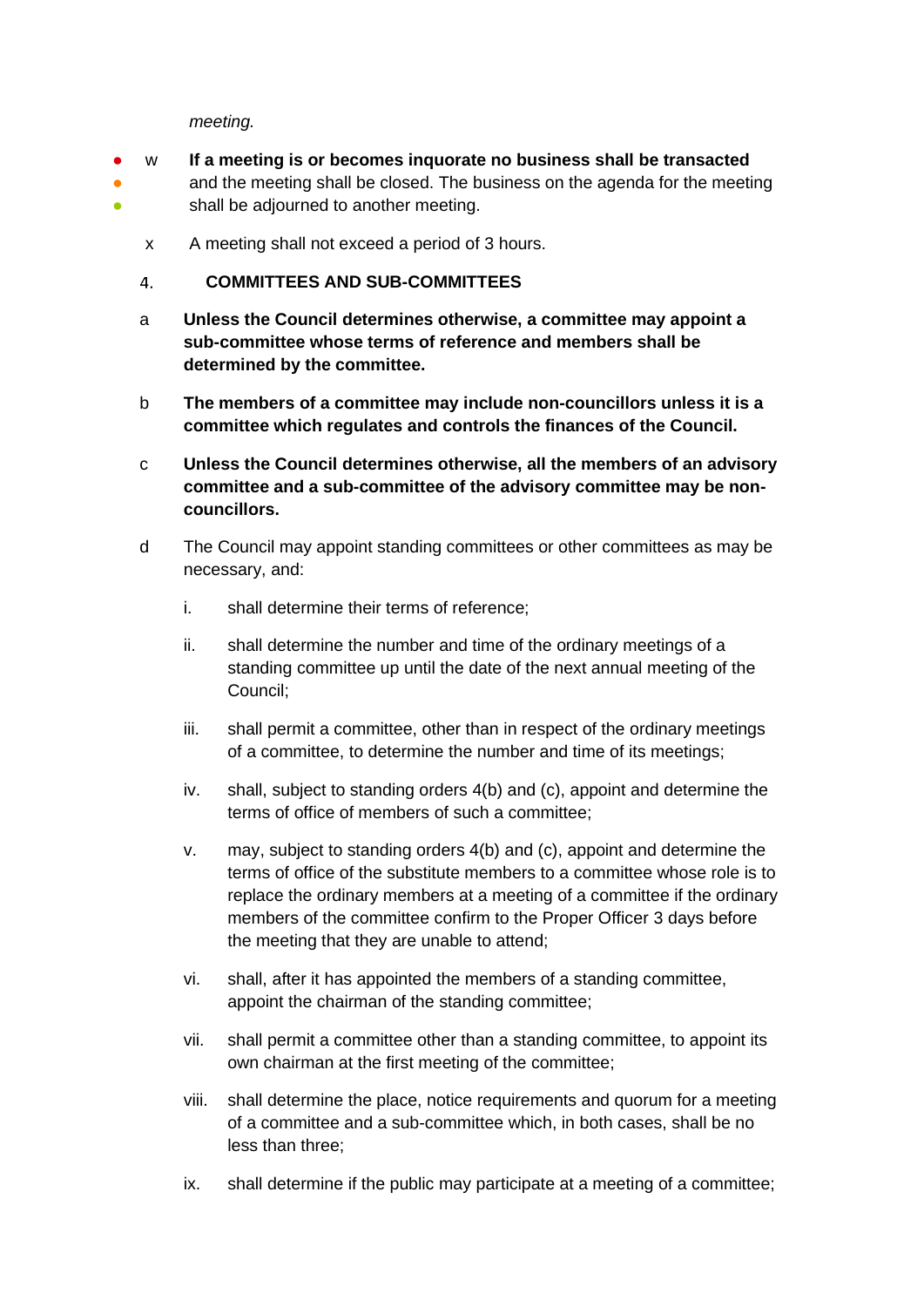*meeting.*

w **If a meeting is or becomes inquorate no business shall be transacted** and the meeting shall be closed. The business on the agenda for the meeting shall be adjourned to another meeting.

x A meeting shall not exceed a period of 3 hours.

## 4. COMMITTEES AND SUB-COMMITTEES

a **Unless the Council determines otherwise, a committee may appoint a sub-committee whose terms of reference and members shall be determined by the committee.**

b **The members of a committee may include non-councillors unless it is a committee which regulates and controls the finances of the Council.**

c **Unless the Council determines otherwise, all the members of an advisory committee and a sub-committee of the advisory committee may be non-councillors.**

d The Council may appoint standing committees or other committees as may be necessary, and:

i. shall determine their terms of reference;

ii. shall determine the number and time of the ordinary meetings of a standing committee up until the date of the next annual meeting of the Council;

iii. shall permit a committee, other than in respect of the ordinary meetings of a committee, to determine the number and time of its meetings;

iv. shall, subject to standing orders 4(b) and (c), appoint and determine the terms of office of members of such a committee;

v. may, subject to standing orders 4(b) and (c), appoint and determine the terms of office of the substitute members to a committee whose role is to replace the ordinary members at a meeting of a committee if the ordinary members of the committee confirm to the Proper Officer 3 days before the meeting that they are unable to attend;

vi. shall, after it has appointed the members of a standing committee, appoint the chairman of the standing committee;

vii. shall permit a committee other than a standing committee, to appoint its own chairman at the first meeting of the committee;

viii. shall determine the place, notice requirements and quorum for a meeting of a committee and a sub-committee which, in both cases, shall be no less than three;

ix. shall determine if the public may participate at a meeting of a committee;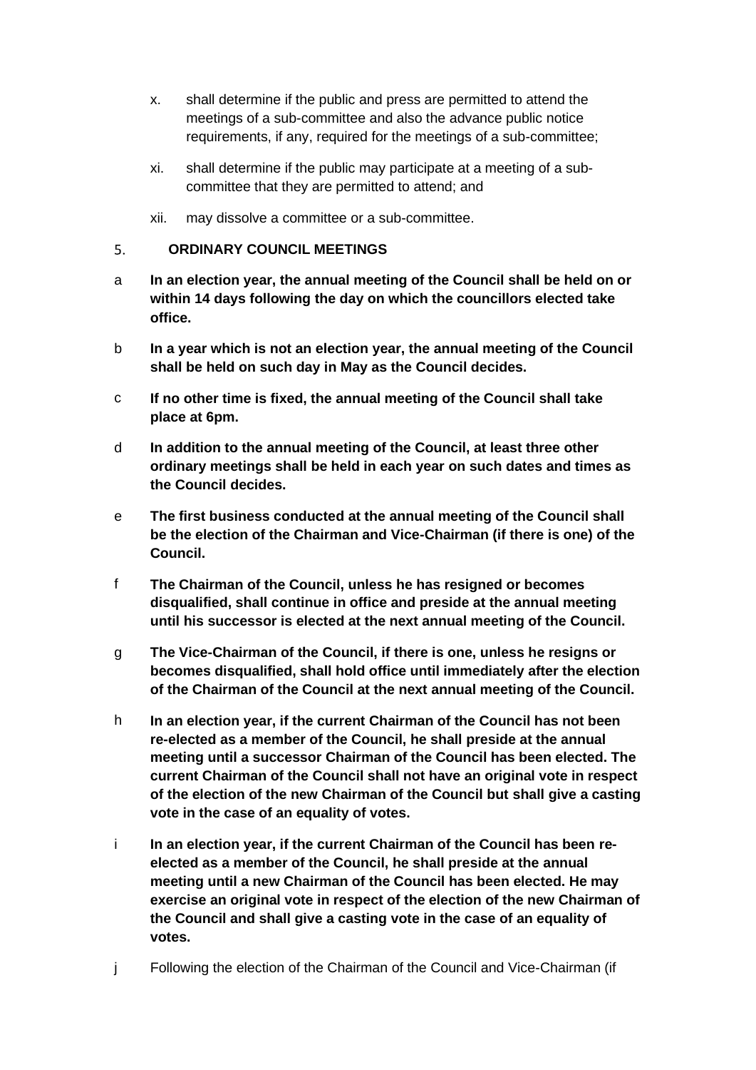x. shall determine if the public and press are permitted to attend the meetings of a sub-committee and also the advance public notice requirements, if any, required for the meetings of a sub-committee;

xi. shall determine if the public may participate at a meeting of a sub-committee that they are permitted to attend; and

xii. may dissolve a committee or a sub-committee.

## 5. ORDINARY COUNCIL MEETINGS

a **In an election year, the annual meeting of the Council shall be held on or within 14 days following the day on which the councillors elected take office.**

b **In a year which is not an election year, the annual meeting of the Council shall be held on such day in May as the Council decides.**

c **If no other time is fixed, the annual meeting of the Council shall take place at 6pm.**

d **In addition to the annual meeting of the Council, at least three other ordinary meetings shall be held in each year on such dates and times as the Council decides.**

e **The first business conducted at the annual meeting of the Council shall be the election of the Chairman and Vice-Chairman (if there is one) of the Council.**

f **The Chairman of the Council, unless he has resigned or becomes disqualified, shall continue in office and preside at the annual meeting until his successor is elected at the next annual meeting of the Council.**

g **The Vice-Chairman of the Council, if there is one, unless he resigns or becomes disqualified, shall hold office until immediately after the election of the Chairman of the Council at the next annual meeting of the Council.**

h **In an election year, if the current Chairman of the Council has not been re-elected as a member of the Council, he shall preside at the annual meeting until a successor Chairman of the Council has been elected. The current Chairman of the Council shall not have an original vote in respect of the election of the new Chairman of the Council but shall give a casting vote in the case of an equality of votes.**

i **In an election year, if the current Chairman of the Council has been re-elected as a member of the Council, he shall preside at the annual meeting until a new Chairman of the Council has been elected. He may exercise an original vote in respect of the election of the new Chairman of the Council and shall give a casting vote in the case of an equality of votes.**

j Following the election of the Chairman of the Council and Vice-Chairman (if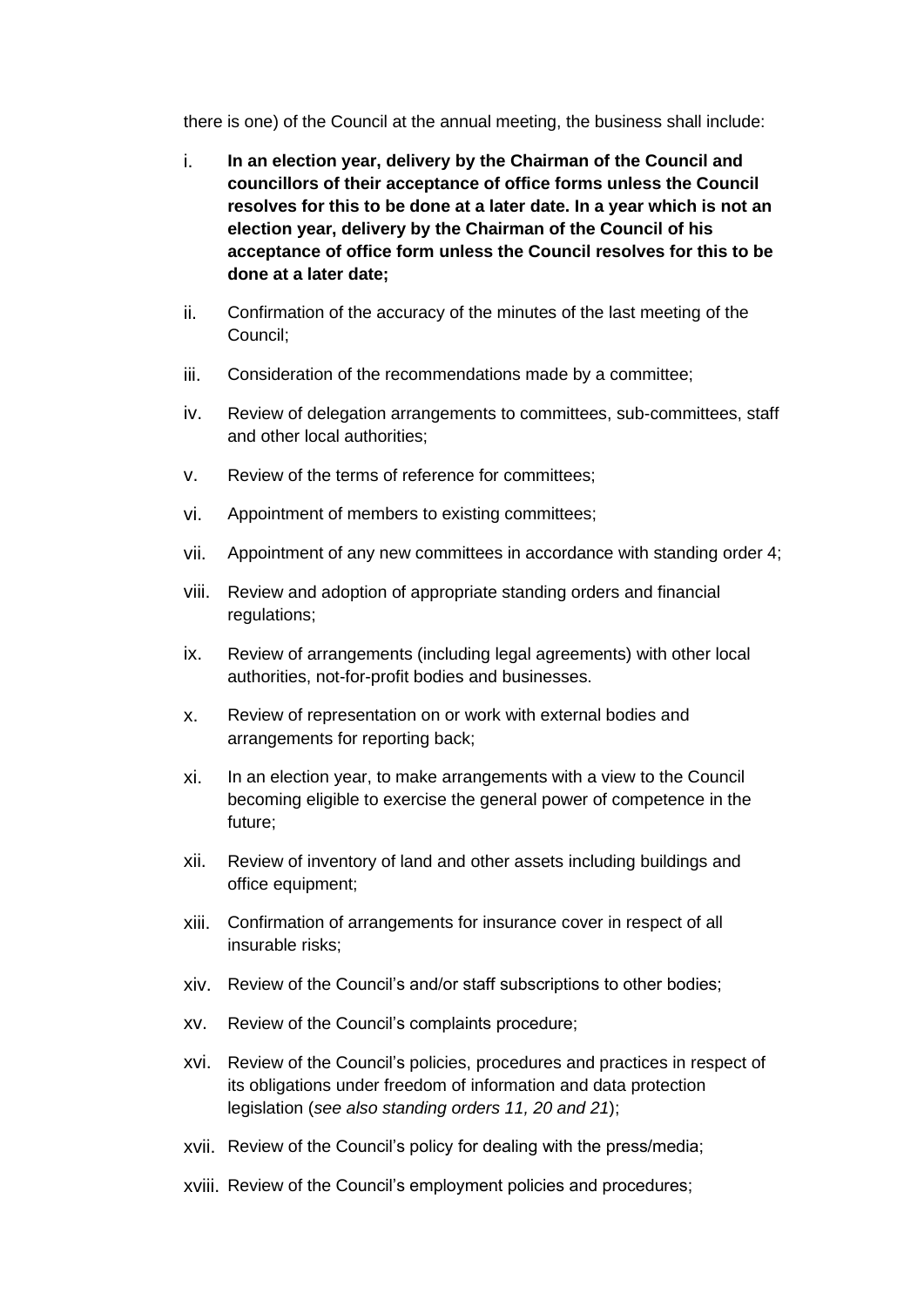there is one) of the Council at the annual meeting, the business shall include:

i. **In an election year, delivery by the Chairman of the Council and councillors of their acceptance of office forms unless the Council resolves for this to be done at a later date. In a year which is not an election year, delivery by the Chairman of the Council of his acceptance of office form unless the Council resolves for this to be done at a later date;**

ii. Confirmation of the accuracy of the minutes of the last meeting of the Council;

iii. Consideration of the recommendations made by a committee;

iv. Review of delegation arrangements to committees, sub-committees, staff and other local authorities;

v. Review of the terms of reference for committees;

vi. Appointment of members to existing committees;

vii. Appointment of any new committees in accordance with standing order 4;

viii. Review and adoption of appropriate standing orders and financial regulations;

ix. Review of arrangements (including legal agreements) with other local authorities, not-for-profit bodies and businesses.

x. Review of representation on or work with external bodies and arrangements for reporting back;

xi. In an election year, to make arrangements with a view to the Council becoming eligible to exercise the general power of competence in the future;

xii. Review of inventory of land and other assets including buildings and office equipment;

xiii. Confirmation of arrangements for insurance cover in respect of all insurable risks;

xiv. Review of the Council's and/or staff subscriptions to other bodies;

xv. Review of the Council's complaints procedure;

xvi. Review of the Council's policies, procedures and practices in respect of its obligations under freedom of information and data protection legislation (*see also standing orders 11, 20 and 21*);

xvii. Review of the Council's policy for dealing with the press/media;

xviii. Review of the Council's employment policies and procedures;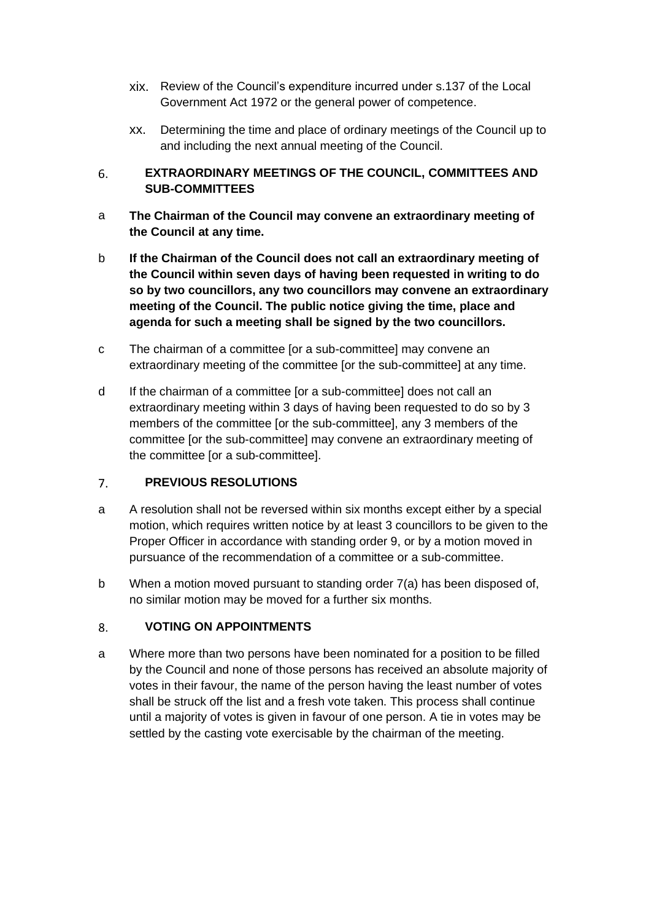xix. Review of the Council's expenditure incurred under s.137 of the Local Government Act 1972 or the general power of competence.

xx. Determining the time and place of ordinary meetings of the Council up to and including the next annual meeting of the Council.

## 6. EXTRAORDINARY MEETINGS OF THE COUNCIL, COMMITTEES AND SUB-COMMITTEES

a **The Chairman of the Council may convene an extraordinary meeting of the Council at any time.**

b **If the Chairman of the Council does not call an extraordinary meeting of the Council within seven days of having been requested in writing to do so by two councillors, any two councillors may convene an extraordinary meeting of the Council. The public notice giving the time, place and agenda for such a meeting shall be signed by the two councillors.**

c The chairman of a committee [or a sub-committee] may convene an extraordinary meeting of the committee [or the sub-committee] at any time.

d If the chairman of a committee [or a sub-committee] does not call an extraordinary meeting within 3 days of having been requested to do so by 3 members of the committee [or the sub-committee], any 3 members of the committee [or the sub-committee] may convene an extraordinary meeting of the committee [or a sub-committee].

## 7. PREVIOUS RESOLUTIONS

a A resolution shall not be reversed within six months except either by a special motion, which requires written notice by at least 3 councillors to be given to the Proper Officer in accordance with standing order 9, or by a motion moved in pursuance of the recommendation of a committee or a sub-committee.

b When a motion moved pursuant to standing order 7(a) has been disposed of, no similar motion may be moved for a further six months.

## 8. VOTING ON APPOINTMENTS

a Where more than two persons have been nominated for a position to be filled by the Council and none of those persons has received an absolute majority of votes in their favour, the name of the person having the least number of votes shall be struck off the list and a fresh vote taken. This process shall continue until a majority of votes is given in favour of one person. A tie in votes may be settled by the casting vote exercisable by the chairman of the meeting.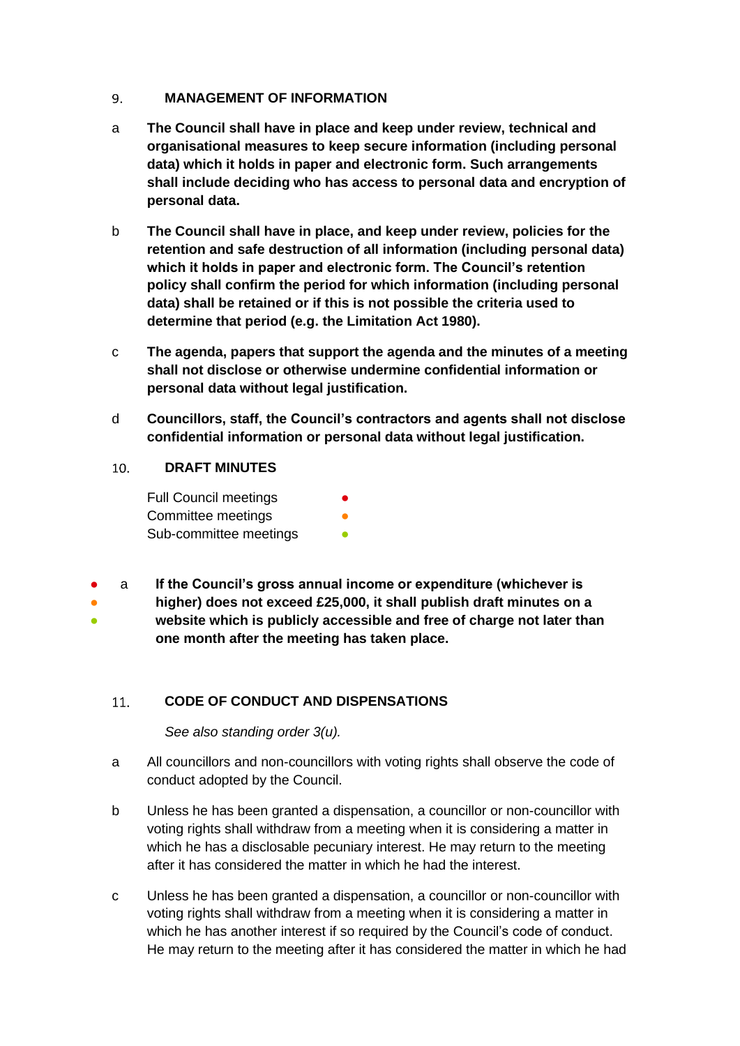## 9. MANAGEMENT OF INFORMATION

a **The Council shall have in place and keep under review, technical and organisational measures to keep secure information (including personal data) which it holds in paper and electronic form. Such arrangements shall include deciding who has access to personal data and encryption of personal data.**

b **The Council shall have in place, and keep under review, policies for the retention and safe destruction of all information (including personal data) which it holds in paper and electronic form. The Council's retention policy shall confirm the period for which information (including personal data) shall be retained or if this is not possible the criteria used to determine that period (e.g. the Limitation Act 1980).**

c **The agenda, papers that support the agenda and the minutes of a meeting shall not disclose or otherwise undermine confidential information or personal data without legal justification.**

d **Councillors, staff, the Council's contractors and agents shall not disclose confidential information or personal data without legal justification.**

## 10. DRAFT MINUTES

| | |
|---|---|
| Full Council meetings | ● |
| Committee meetings | ● |
| Sub-committee meetings | ● |

● ● ● a **If the Council's gross annual income or expenditure (whichever is higher) does not exceed £25,000, it shall publish draft minutes on a website which is publicly accessible and free of charge not later than one month after the meeting has taken place.**

## 11. CODE OF CONDUCT AND DISPENSATIONS

*See also standing order 3(u).*

a All councillors and non-councillors with voting rights shall observe the code of conduct adopted by the Council.

b Unless he has been granted a dispensation, a councillor or non-councillor with voting rights shall withdraw from a meeting when it is considering a matter in which he has a disclosable pecuniary interest. He may return to the meeting after it has considered the matter in which he had the interest.

c Unless he has been granted a dispensation, a councillor or non-councillor with voting rights shall withdraw from a meeting when it is considering a matter in which he has another interest if so required by the Council's code of conduct. He may return to the meeting after it has considered the matter in which he had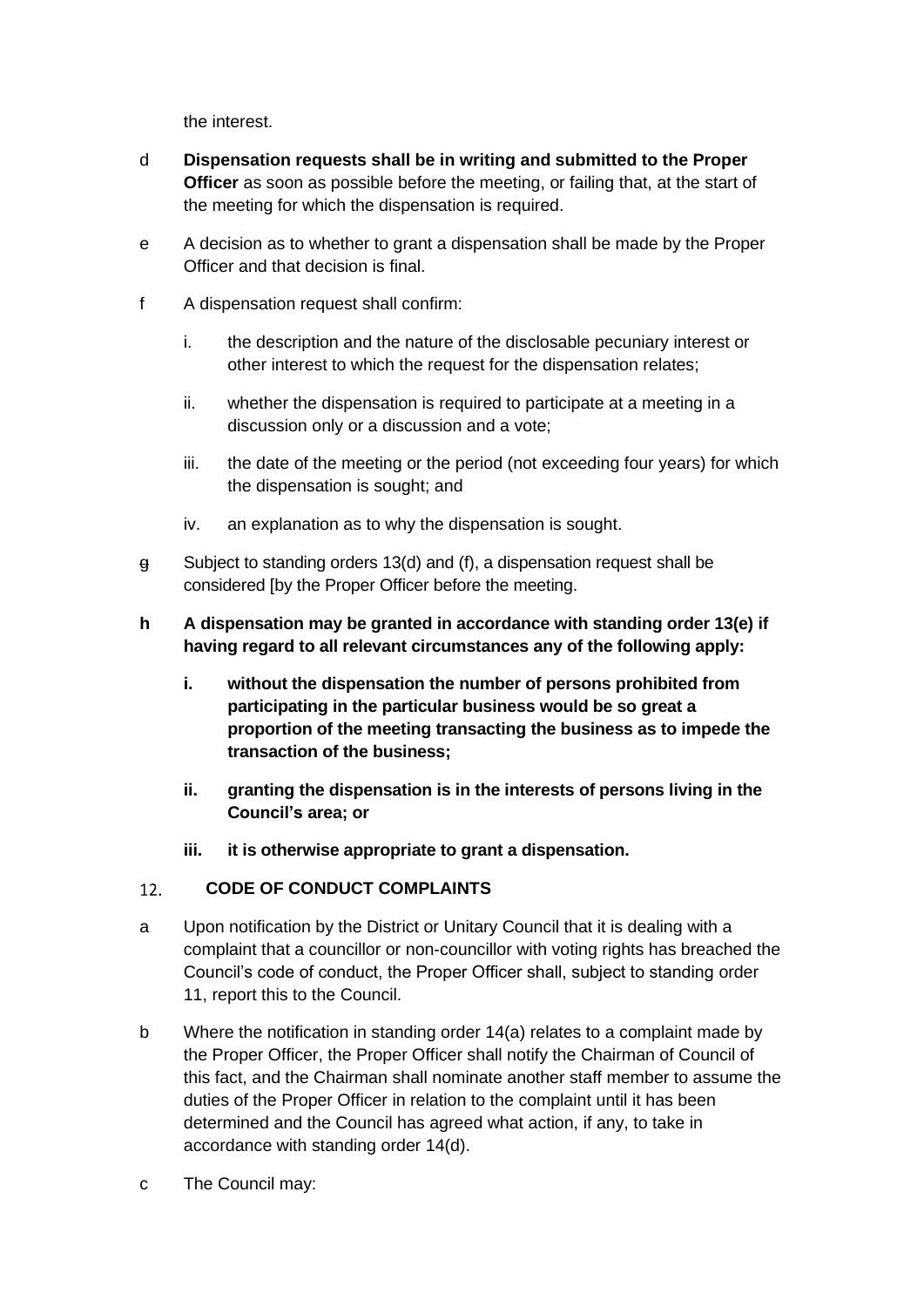the interest.

d **Dispensation requests shall be in writing and submitted to the Proper Officer** as soon as possible before the meeting, or failing that, at the start of the meeting for which the dispensation is required.

e A decision as to whether to grant a dispensation shall be made by the Proper Officer and that decision is final.

f A dispensation request shall confirm:

   i. the description and the nature of the disclosable pecuniary interest or other interest to which the request for the dispensation relates;

   ii. whether the dispensation is required to participate at a meeting in a discussion only or a discussion and a vote;

   iii. the date of the meeting or the period (not exceeding four years) for which the dispensation is sought; and

   iv. an explanation as to why the dispensation is sought.

g Subject to standing orders 13(d) and (f), a dispensation request shall be considered [by the Proper Officer before the meeting.

**h A dispensation may be granted in accordance with standing order 13(e) if having regard to all relevant circumstances any of the following apply:**

   **i. without the dispensation the number of persons prohibited from participating in the particular business would be so great a proportion of the meeting transacting the business as to impede the transaction of the business;**

   **ii. granting the dispensation is in the interests of persons living in the Council's area; or**

   **iii. it is otherwise appropriate to grant a dispensation.**

## 12. CODE OF CONDUCT COMPLAINTS

a Upon notification by the District or Unitary Council that it is dealing with a complaint that a councillor or non-councillor with voting rights has breached the Council's code of conduct, the Proper Officer shall, subject to standing order 11, report this to the Council.

b Where the notification in standing order 14(a) relates to a complaint made by the Proper Officer, the Proper Officer shall notify the Chairman of Council of this fact, and the Chairman shall nominate another staff member to assume the duties of the Proper Officer in relation to the complaint until it has been determined and the Council has agreed what action, if any, to take in accordance with standing order 14(d).

c The Council may: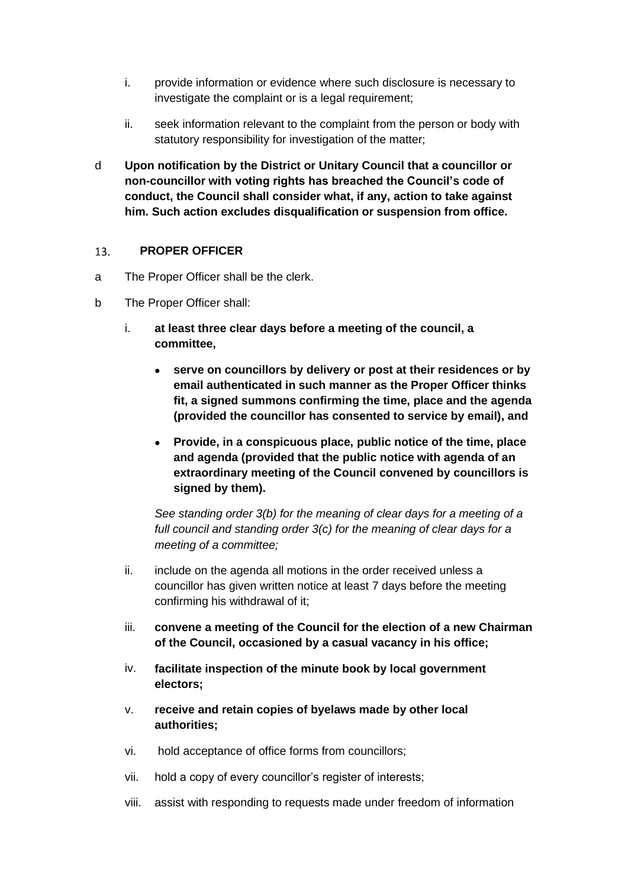i. provide information or evidence where such disclosure is necessary to investigate the complaint or is a legal requirement;

ii. seek information relevant to the complaint from the person or body with statutory responsibility for investigation of the matter;

d **Upon notification by the District or Unitary Council that a councillor or non-councillor with voting rights has breached the Council's code of conduct, the Council shall consider what, if any, action to take against him. Such action excludes disqualification or suspension from office.**

## 13. PROPER OFFICER

a The Proper Officer shall be the clerk.

b The Proper Officer shall:

i. **at least three clear days before a meeting of the council, a committee,**

- **serve on councillors by delivery or post at their residences or by email authenticated in such manner as the Proper Officer thinks fit, a signed summons confirming the time, place and the agenda (provided the councillor has consented to service by email), and**
- **Provide, in a conspicuous place, public notice of the time, place and agenda (provided that the public notice with agenda of an extraordinary meeting of the Council convened by councillors is signed by them).**

*See standing order 3(b) for the meaning of clear days for a meeting of a full council and standing order 3(c) for the meaning of clear days for a meeting of a committee;*

ii. include on the agenda all motions in the order received unless a councillor has given written notice at least 7 days before the meeting confirming his withdrawal of it;

iii. **convene a meeting of the Council for the election of a new Chairman of the Council, occasioned by a casual vacancy in his office;**

iv. **facilitate inspection of the minute book by local government electors;**

v. **receive and retain copies of byelaws made by other local authorities;**

vi. hold acceptance of office forms from councillors;

vii. hold a copy of every councillor's register of interests;

viii. assist with responding to requests made under freedom of information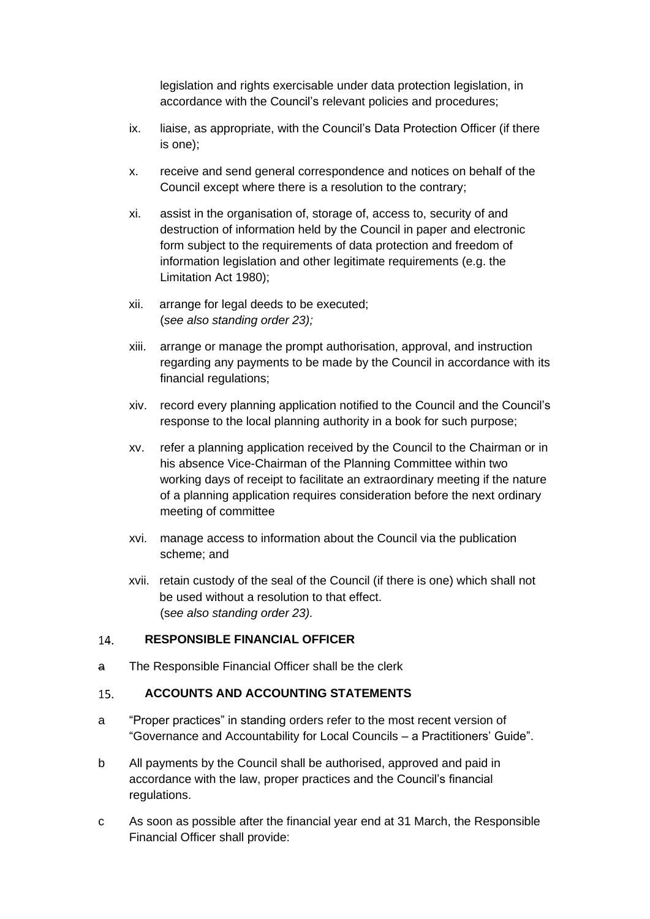legislation and rights exercisable under data protection legislation, in accordance with the Council's relevant policies and procedures;

ix. liaise, as appropriate, with the Council's Data Protection Officer (if there is one);

x. receive and send general correspondence and notices on behalf of the Council except where there is a resolution to the contrary;

xi. assist in the organisation of, storage of, access to, security of and destruction of information held by the Council in paper and electronic form subject to the requirements of data protection and freedom of information legislation and other legitimate requirements (e.g. the Limitation Act 1980);

xii. arrange for legal deeds to be executed;
(*see also standing order 23);*

xiii. arrange or manage the prompt authorisation, approval, and instruction regarding any payments to be made by the Council in accordance with its financial regulations;

xiv. record every planning application notified to the Council and the Council's response to the local planning authority in a book for such purpose;

xv. refer a planning application received by the Council to the Chairman or in his absence Vice-Chairman of the Planning Committee within two working days of receipt to facilitate an extraordinary meeting if the nature of a planning application requires consideration before the next ordinary meeting of committee

xvi. manage access to information about the Council via the publication scheme; and

xvii. retain custody of the seal of the Council (if there is one) which shall not be used without a resolution to that effect.
(*see also standing order 23).*

## 14. RESPONSIBLE FINANCIAL OFFICER

a The Responsible Financial Officer shall be the clerk

## 15. ACCOUNTS AND ACCOUNTING STATEMENTS

a "Proper practices" in standing orders refer to the most recent version of "Governance and Accountability for Local Councils – a Practitioners' Guide".

b All payments by the Council shall be authorised, approved and paid in accordance with the law, proper practices and the Council's financial regulations.

c As soon as possible after the financial year end at 31 March, the Responsible Financial Officer shall provide: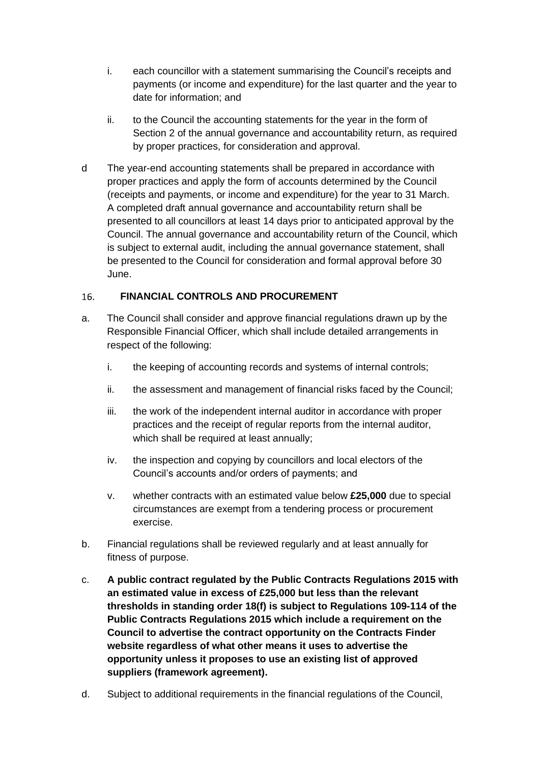i. each councillor with a statement summarising the Council's receipts and payments (or income and expenditure) for the last quarter and the year to date for information; and

ii. to the Council the accounting statements for the year in the form of Section 2 of the annual governance and accountability return, as required by proper practices, for consideration and approval.

d The year-end accounting statements shall be prepared in accordance with proper practices and apply the form of accounts determined by the Council (receipts and payments, or income and expenditure) for the year to 31 March. A completed draft annual governance and accountability return shall be presented to all councillors at least 14 days prior to anticipated approval by the Council. The annual governance and accountability return of the Council, which is subject to external audit, including the annual governance statement, shall be presented to the Council for consideration and formal approval before 30 June.

## 16. FINANCIAL CONTROLS AND PROCUREMENT

a. The Council shall consider and approve financial regulations drawn up by the Responsible Financial Officer, which shall include detailed arrangements in respect of the following:

   i. the keeping of accounting records and systems of internal controls;

   ii. the assessment and management of financial risks faced by the Council;

   iii. the work of the independent internal auditor in accordance with proper practices and the receipt of regular reports from the internal auditor, which shall be required at least annually;

   iv. the inspection and copying by councillors and local electors of the Council's accounts and/or orders of payments; and

   v. whether contracts with an estimated value below **£25,000** due to special circumstances are exempt from a tendering process or procurement exercise.

b. Financial regulations shall be reviewed regularly and at least annually for fitness of purpose.

c. **A public contract regulated by the Public Contracts Regulations 2015 with an estimated value in excess of £25,000 but less than the relevant thresholds in standing order 18(f) is subject to Regulations 109-114 of the Public Contracts Regulations 2015 which include a requirement on the Council to advertise the contract opportunity on the Contracts Finder website regardless of what other means it uses to advertise the opportunity unless it proposes to use an existing list of approved suppliers (framework agreement).**

d. Subject to additional requirements in the financial regulations of the Council,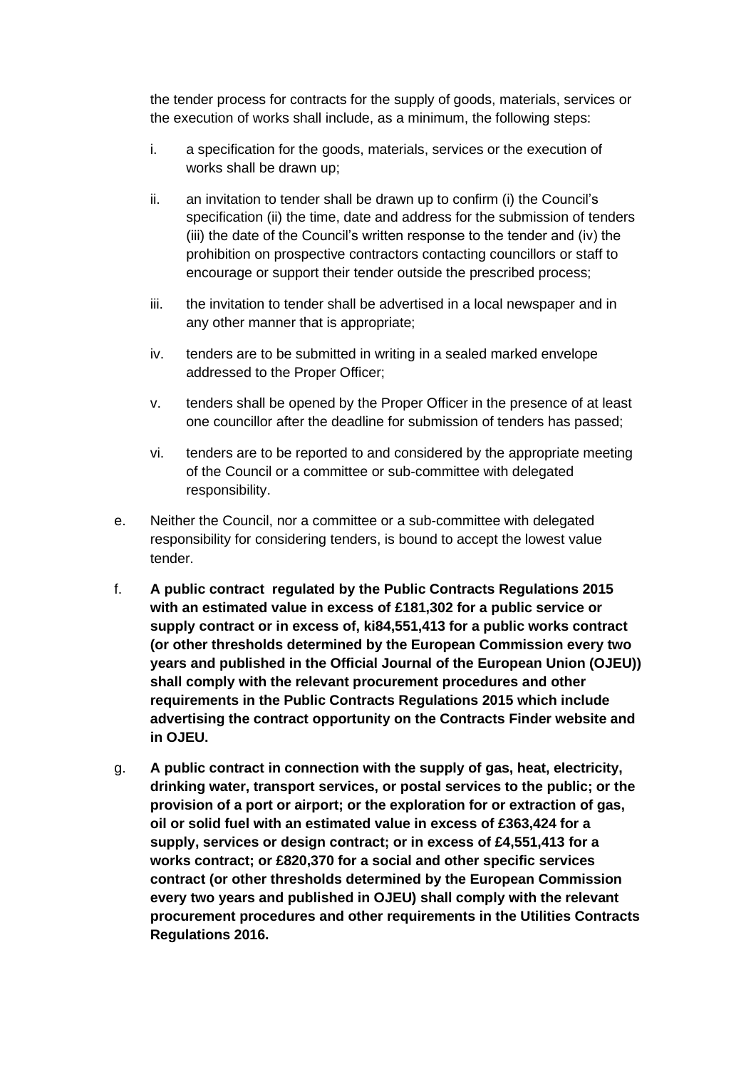the tender process for contracts for the supply of goods, materials, services or the execution of works shall include, as a minimum, the following steps:

i. a specification for the goods, materials, services or the execution of works shall be drawn up;

ii. an invitation to tender shall be drawn up to confirm (i) the Council's specification (ii) the time, date and address for the submission of tenders (iii) the date of the Council's written response to the tender and (iv) the prohibition on prospective contractors contacting councillors or staff to encourage or support their tender outside the prescribed process;

iii. the invitation to tender shall be advertised in a local newspaper and in any other manner that is appropriate;

iv. tenders are to be submitted in writing in a sealed marked envelope addressed to the Proper Officer;

v. tenders shall be opened by the Proper Officer in the presence of at least one councillor after the deadline for submission of tenders has passed;

vi. tenders are to be reported to and considered by the appropriate meeting of the Council or a committee or sub-committee with delegated responsibility.

e. Neither the Council, nor a committee or a sub-committee with delegated responsibility for considering tenders, is bound to accept the lowest value tender.

f. **A public contract regulated by the Public Contracts Regulations 2015 with an estimated value in excess of £181,302 for a public service or supply contract or in excess of, ki84,551,413 for a public works contract (or other thresholds determined by the European Commission every two years and published in the Official Journal of the European Union (OJEU)) shall comply with the relevant procurement procedures and other requirements in the Public Contracts Regulations 2015 which include advertising the contract opportunity on the Contracts Finder website and in OJEU.**

g. **A public contract in connection with the supply of gas, heat, electricity, drinking water, transport services, or postal services to the public; or the provision of a port or airport; or the exploration for or extraction of gas, oil or solid fuel with an estimated value in excess of £363,424 for a supply, services or design contract; or in excess of £4,551,413 for a works contract; or £820,370 for a social and other specific services contract (or other thresholds determined by the European Commission every two years and published in OJEU) shall comply with the relevant procurement procedures and other requirements in the Utilities Contracts Regulations 2016.**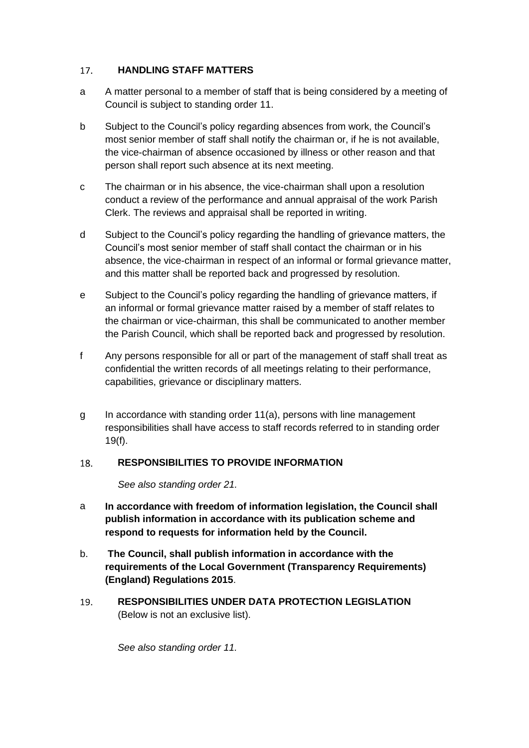## 17. HANDLING STAFF MATTERS

a A matter personal to a member of staff that is being considered by a meeting of Council is subject to standing order 11.

b Subject to the Council's policy regarding absences from work, the Council's most senior member of staff shall notify the chairman or, if he is not available, the vice-chairman of absence occasioned by illness or other reason and that person shall report such absence at its next meeting.

c The chairman or in his absence, the vice-chairman shall upon a resolution conduct a review of the performance and annual appraisal of the work Parish Clerk. The reviews and appraisal shall be reported in writing.

d Subject to the Council's policy regarding the handling of grievance matters, the Council's most senior member of staff shall contact the chairman or in his absence, the vice-chairman in respect of an informal or formal grievance matter, and this matter shall be reported back and progressed by resolution.

e Subject to the Council's policy regarding the handling of grievance matters, if an informal or formal grievance matter raised by a member of staff relates to the chairman or vice-chairman, this shall be communicated to another member the Parish Council, which shall be reported back and progressed by resolution.

f Any persons responsible for all or part of the management of staff shall treat as confidential the written records of all meetings relating to their performance, capabilities, grievance or disciplinary matters.

g In accordance with standing order 11(a), persons with line management responsibilities shall have access to staff records referred to in standing order 19(f).

## 18. RESPONSIBILITIES TO PROVIDE INFORMATION

*See also standing order 21.*

a **In accordance with freedom of information legislation, the Council shall publish information in accordance with its publication scheme and respond to requests for information held by the Council.**

b. **The Council, shall publish information in accordance with the requirements of the Local Government (Transparency Requirements) (England) Regulations 2015**.

## 19. RESPONSIBILITIES UNDER DATA PROTECTION LEGISLATION

(Below is not an exclusive list).

*See also standing order 11.*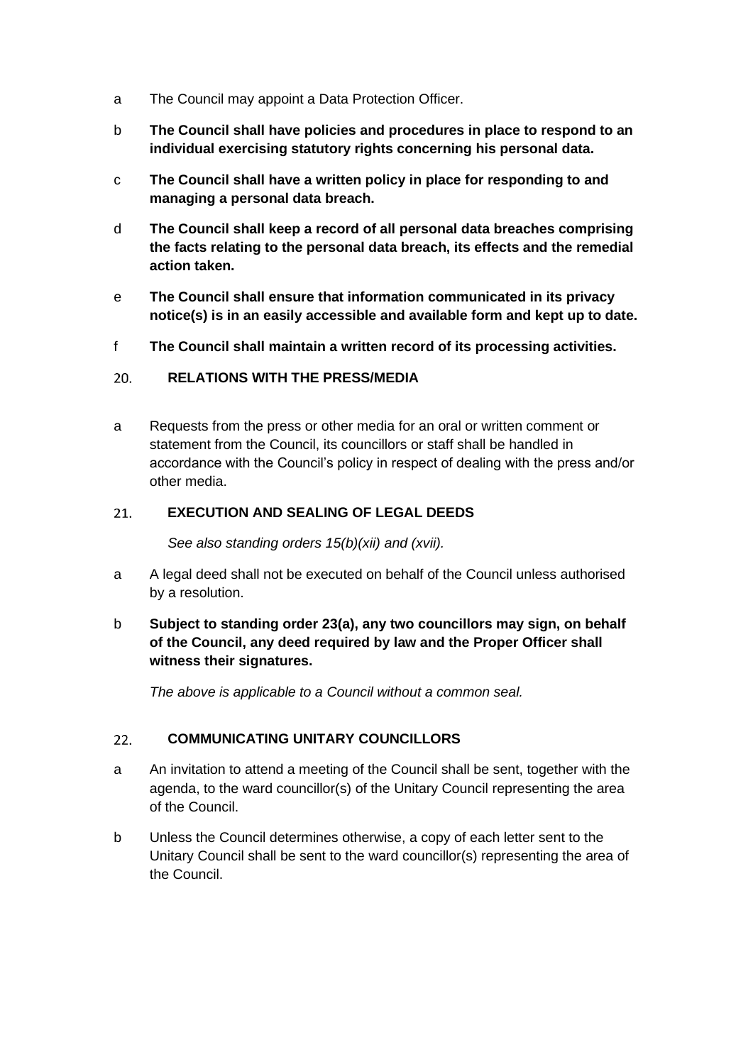a The Council may appoint a Data Protection Officer.

b **The Council shall have policies and procedures in place to respond to an individual exercising statutory rights concerning his personal data.**

c **The Council shall have a written policy in place for responding to and managing a personal data breach.**

d **The Council shall keep a record of all personal data breaches comprising the facts relating to the personal data breach, its effects and the remedial action taken.**

e **The Council shall ensure that information communicated in its privacy notice(s) is in an easily accessible and available form and kept up to date.**

f **The Council shall maintain a written record of its processing activities.**

## 20. RELATIONS WITH THE PRESS/MEDIA

a Requests from the press or other media for an oral or written comment or statement from the Council, its councillors or staff shall be handled in accordance with the Council's policy in respect of dealing with the press and/or other media.

## 21. EXECUTION AND SEALING OF LEGAL DEEDS

*See also standing orders 15(b)(xii) and (xvii).*

a A legal deed shall not be executed on behalf of the Council unless authorised by a resolution.

b **Subject to standing order 23(a), any two councillors may sign, on behalf of the Council, any deed required by law and the Proper Officer shall witness their signatures.**

*The above is applicable to a Council without a common seal.*

## 22. COMMUNICATING UNITARY COUNCILLORS

a An invitation to attend a meeting of the Council shall be sent, together with the agenda, to the ward councillor(s) of the Unitary Council representing the area of the Council.

b Unless the Council determines otherwise, a copy of each letter sent to the Unitary Council shall be sent to the ward councillor(s) representing the area of the Council.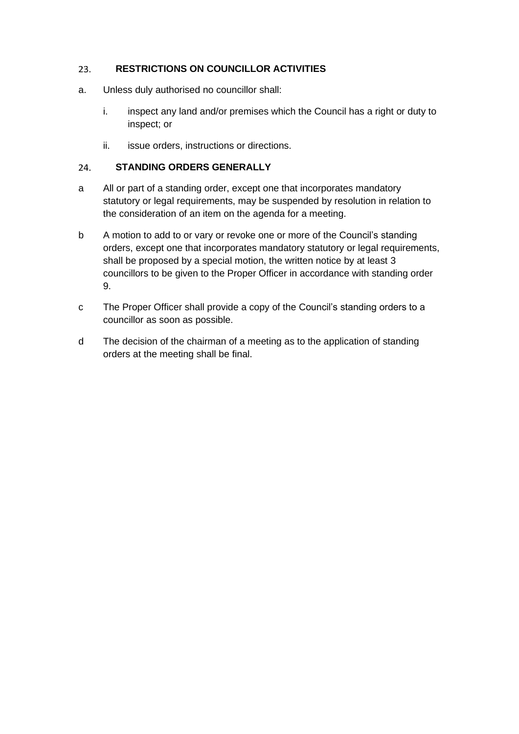## 23. RESTRICTIONS ON COUNCILLOR ACTIVITIES

a. Unless duly authorised no councillor shall:

   i. inspect any land and/or premises which the Council has a right or duty to inspect; or

   ii. issue orders, instructions or directions.

## 24. STANDING ORDERS GENERALLY

a All or part of a standing order, except one that incorporates mandatory statutory or legal requirements, may be suspended by resolution in relation to the consideration of an item on the agenda for a meeting.

b A motion to add to or vary or revoke one or more of the Council's standing orders, except one that incorporates mandatory statutory or legal requirements, shall be proposed by a special motion, the written notice by at least 3 councillors to be given to the Proper Officer in accordance with standing order 9.

c The Proper Officer shall provide a copy of the Council's standing orders to a councillor as soon as possible.

d The decision of the chairman of a meeting as to the application of standing orders at the meeting shall be final.